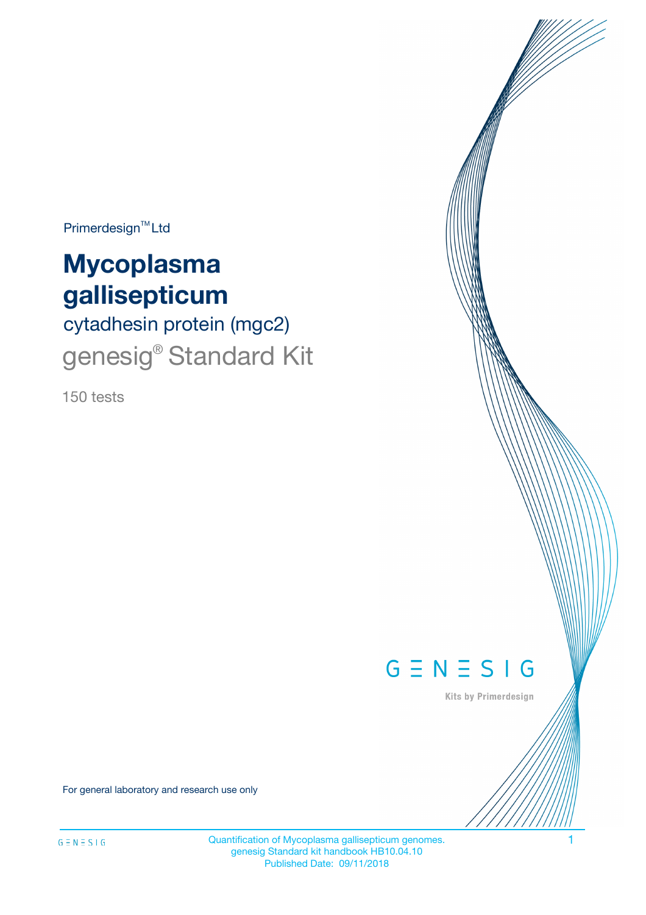Primerdesign™ Ltd

# Mycoplasma gallisepticum

## cytadhesin protein (mgc2)

## genesig® Standard Kit

150 tests

GENESIG

Kits by Primerdesign

For general laboratory and research use only

Quantification of Mycoplasma gallisepticum genomes.
genesig Standard kit handbook HB10.04.10
Published Date: 09/11/2018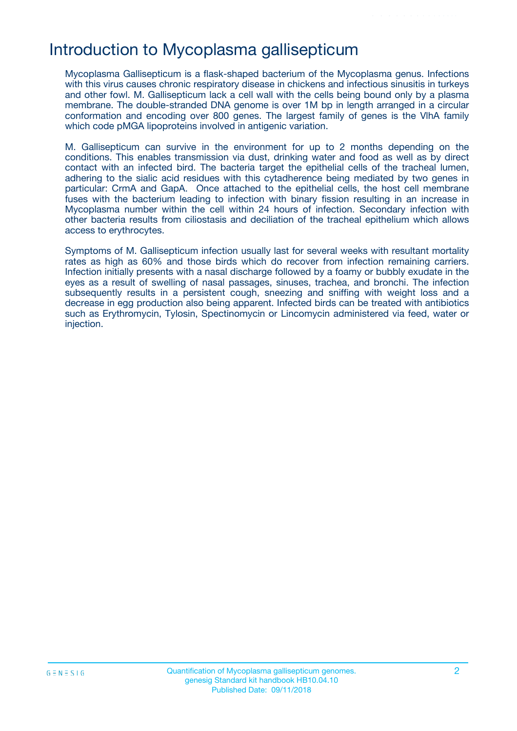# Introduction to Mycoplasma gallisepticum

Mycoplasma Gallisepticum is a flask-shaped bacterium of the Mycoplasma genus. Infections with this virus causes chronic respiratory disease in chickens and infectious sinusitis in turkeys and other fowl. M. Gallisepticum lack a cell wall with the cells being bound only by a plasma membrane. The double-stranded DNA genome is over 1M bp in length arranged in a circular conformation and encoding over 800 genes. The largest family of genes is the VlhA family which code pMGA lipoproteins involved in antigenic variation.

M. Gallisepticum can survive in the environment for up to 2 months depending on the conditions. This enables transmission via dust, drinking water and food as well as by direct contact with an infected bird. The bacteria target the epithelial cells of the tracheal lumen, adhering to the sialic acid residues with this cytadherence being mediated by two genes in particular: CrmA and GapA. Once attached to the epithelial cells, the host cell membrane fuses with the bacterium leading to infection with binary fission resulting in an increase in Mycoplasma number within the cell within 24 hours of infection. Secondary infection with other bacteria results from ciliostasis and deciliation of the tracheal epithelium which allows access to erythrocytes.

Symptoms of M. Gallisepticum infection usually last for several weeks with resultant mortality rates as high as 60% and those birds which do recover from infection remaining carriers. Infection initially presents with a nasal discharge followed by a foamy or bubbly exudate in the eyes as a result of swelling of nasal passages, sinuses, trachea, and bronchi. The infection subsequently results in a persistent cough, sneezing and sniffing with weight loss and a decrease in egg production also being apparent. Infected birds can be treated with antibiotics such as Erythromycin, Tylosin, Spectinomycin or Lincomycin administered via feed, water or injection.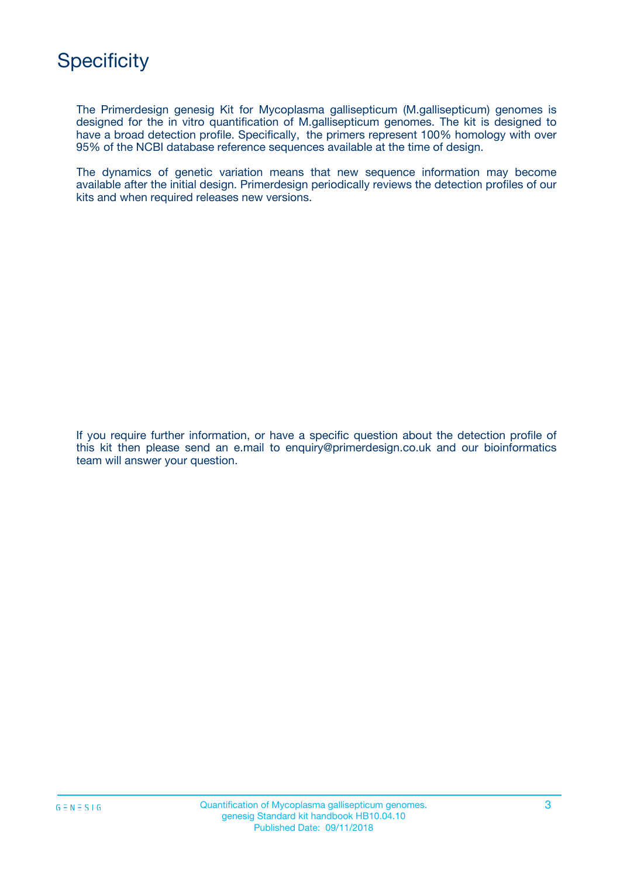# Specificity

The Primerdesign genesig Kit for Mycoplasma gallisepticum (M.gallisepticum) genomes is designed for the in vitro quantification of M.gallisepticum genomes. The kit is designed to have a broad detection profile. Specifically, the primers represent 100% homology with over 95% of the NCBI database reference sequences available at the time of design.

The dynamics of genetic variation means that new sequence information may become available after the initial design. Primerdesign periodically reviews the detection profiles of our kits and when required releases new versions.

If you require further information, or have a specific question about the detection profile of this kit then please send an e.mail to enquiry@primerdesign.co.uk and our bioinformatics team will answer your question.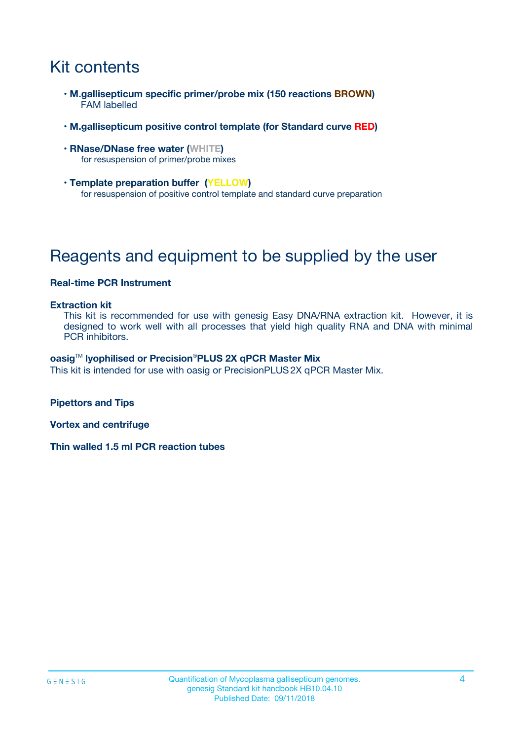# Kit contents

- **M.gallisepticum specific primer/probe mix (150 reactions BROWN)**
  FAM labelled

- **M.gallisepticum positive control template (for Standard curve RED)**

- **RNase/DNase free water (WHITE)**
  for resuspension of primer/probe mixes

- **Template preparation buffer (YELLOW)**
  for resuspension of positive control template and standard curve preparation

# Reagents and equipment to be supplied by the user

**Real-time PCR Instrument**

**Extraction kit**

This kit is recommended for use with genesig Easy DNA/RNA extraction kit. However, it is designed to work well with all processes that yield high quality RNA and DNA with minimal PCR inhibitors.

**oasig™ lyophilised or Precision®PLUS 2X qPCR Master Mix**

This kit is intended for use with oasig or PrecisionPLUS 2X qPCR Master Mix.

**Pipettors and Tips**

**Vortex and centrifuge**

**Thin walled 1.5 ml PCR reaction tubes**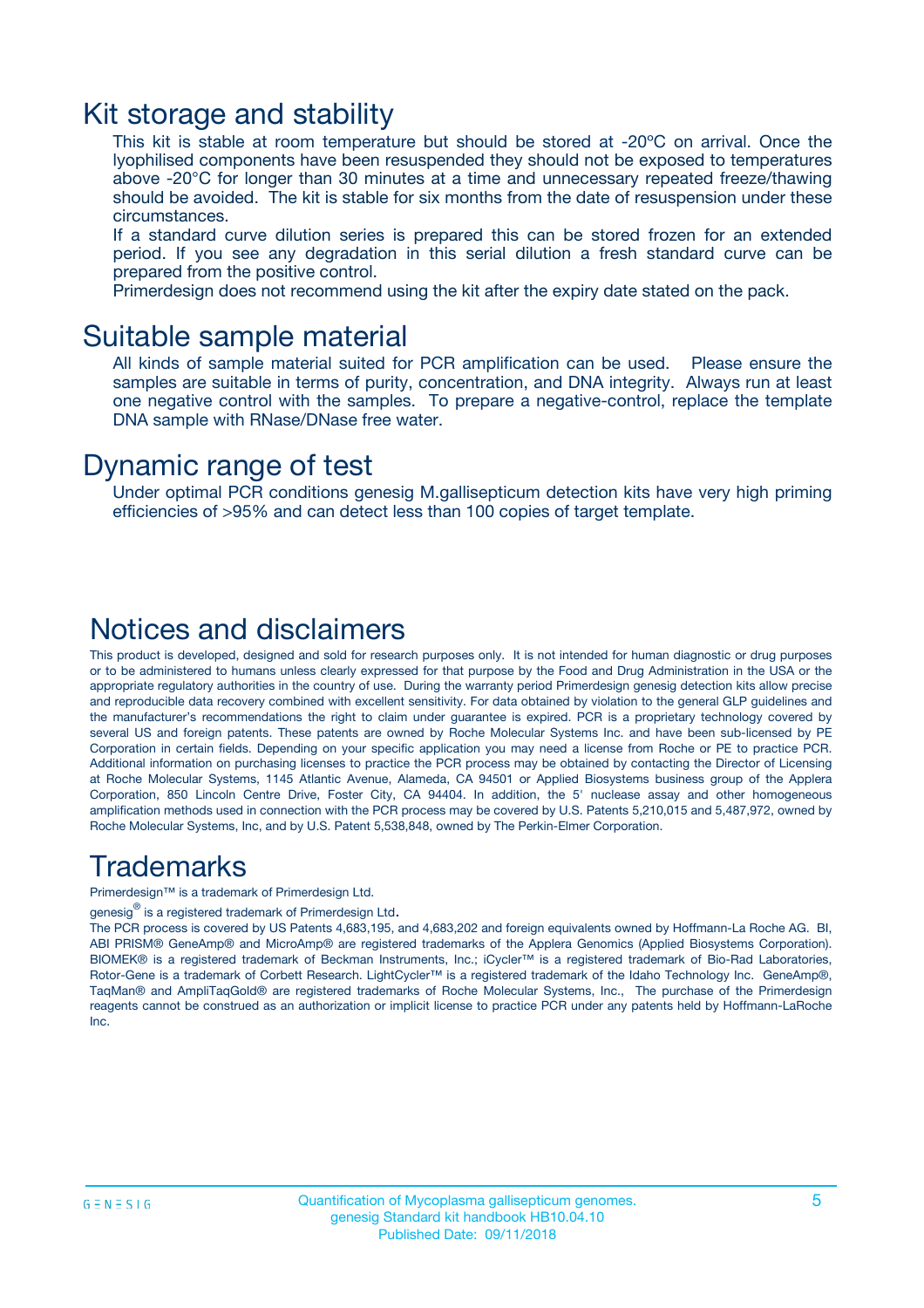## Kit storage and stability

This kit is stable at room temperature but should be stored at -20ºC on arrival. Once the lyophilised components have been resuspended they should not be exposed to temperatures above -20°C for longer than 30 minutes at a time and unnecessary repeated freeze/thawing should be avoided. The kit is stable for six months from the date of resuspension under these circumstances.

If a standard curve dilution series is prepared this can be stored frozen for an extended period. If you see any degradation in this serial dilution a fresh standard curve can be prepared from the positive control.

Primerdesign does not recommend using the kit after the expiry date stated on the pack.

## Suitable sample material

All kinds of sample material suited for PCR amplification can be used. Please ensure the samples are suitable in terms of purity, concentration, and DNA integrity. Always run at least one negative control with the samples. To prepare a negative-control, replace the template DNA sample with RNase/DNase free water.

## Dynamic range of test

Under optimal PCR conditions genesig M.gallisepticum detection kits have very high priming efficiencies of >95% and can detect less than 100 copies of target template.

## Notices and disclaimers

This product is developed, designed and sold for research purposes only. It is not intended for human diagnostic or drug purposes or to be administered to humans unless clearly expressed for that purpose by the Food and Drug Administration in the USA or the appropriate regulatory authorities in the country of use. During the warranty period Primerdesign genesig detection kits allow precise and reproducible data recovery combined with excellent sensitivity. For data obtained by violation to the general GLP guidelines and the manufacturer's recommendations the right to claim under guarantee is expired. PCR is a proprietary technology covered by several US and foreign patents. These patents are owned by Roche Molecular Systems Inc. and have been sub-licensed by PE Corporation in certain fields. Depending on your specific application you may need a license from Roche or PE to practice PCR. Additional information on purchasing licenses to practice the PCR process may be obtained by contacting the Director of Licensing at Roche Molecular Systems, 1145 Atlantic Avenue, Alameda, CA 94501 or Applied Biosystems business group of the Applera Corporation, 850 Lincoln Centre Drive, Foster City, CA 94404. In addition, the 5' nuclease assay and other homogeneous amplification methods used in connection with the PCR process may be covered by U.S. Patents 5,210,015 and 5,487,972, owned by Roche Molecular Systems, Inc, and by U.S. Patent 5,538,848, owned by The Perkin-Elmer Corporation.

## Trademarks

Primerdesign™ is a trademark of Primerdesign Ltd.

genesig® is a registered trademark of Primerdesign Ltd.

The PCR process is covered by US Patents 4,683,195, and 4,683,202 and foreign equivalents owned by Hoffmann-La Roche AG. BI, ABI PRISM® GeneAmp® and MicroAmp® are registered trademarks of the Applera Genomics (Applied Biosystems Corporation). BIOMEK® is a registered trademark of Beckman Instruments, Inc.; iCycler™ is a registered trademark of Bio-Rad Laboratories, Rotor-Gene is a trademark of Corbett Research. LightCycler™ is a registered trademark of the Idaho Technology Inc. GeneAmp®, TaqMan® and AmpliTaqGold® are registered trademarks of Roche Molecular Systems, Inc., The purchase of the Primerdesign reagents cannot be construed as an authorization or implicit license to practice PCR under any patents held by Hoffmann-LaRoche Inc.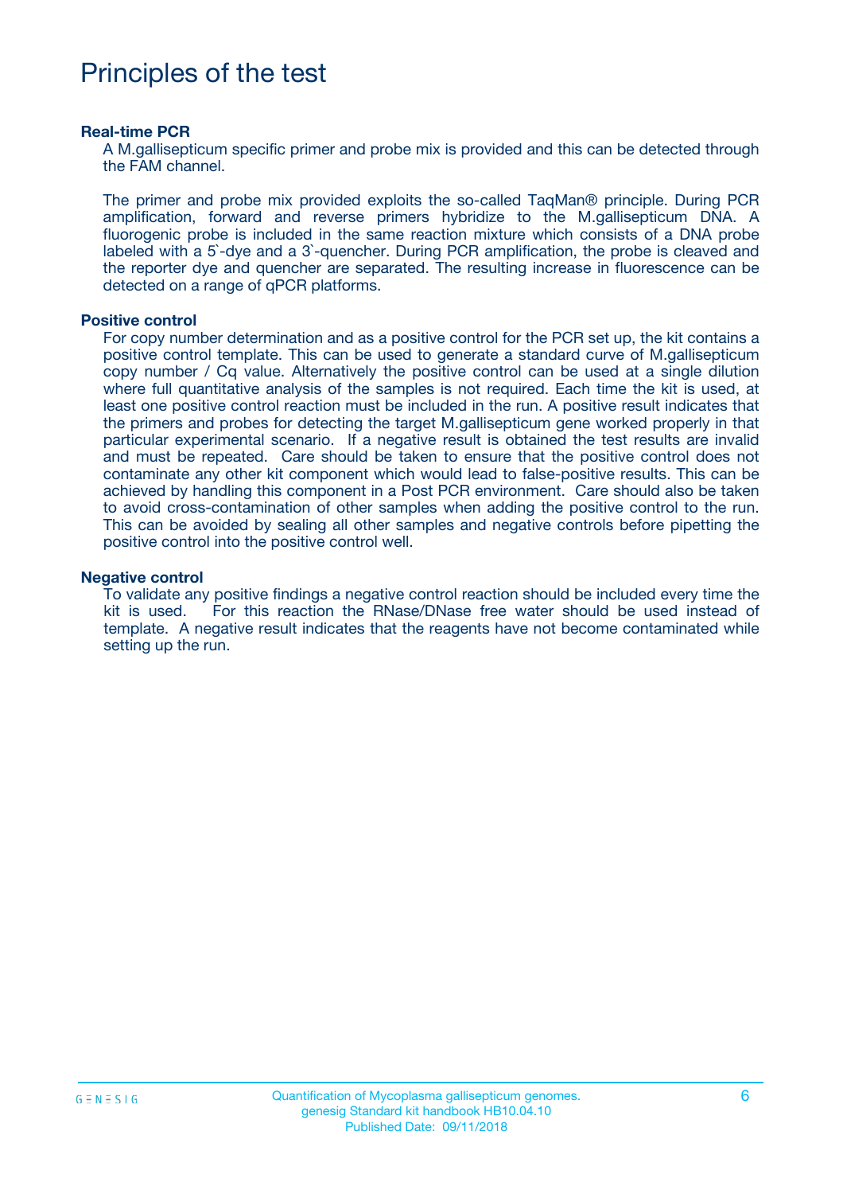# Principles of the test

### Real-time PCR

A M.gallisepticum specific primer and probe mix is provided and this can be detected through the FAM channel.

The primer and probe mix provided exploits the so-called TaqMan® principle. During PCR amplification, forward and reverse primers hybridize to the M.gallisepticum DNA. A fluorogenic probe is included in the same reaction mixture which consists of a DNA probe labeled with a 5`-dye and a 3`-quencher. During PCR amplification, the probe is cleaved and the reporter dye and quencher are separated. The resulting increase in fluorescence can be detected on a range of qPCR platforms.

### Positive control

For copy number determination and as a positive control for the PCR set up, the kit contains a positive control template. This can be used to generate a standard curve of M.gallisepticum copy number / Cq value. Alternatively the positive control can be used at a single dilution where full quantitative analysis of the samples is not required. Each time the kit is used, at least one positive control reaction must be included in the run. A positive result indicates that the primers and probes for detecting the target M.gallisepticum gene worked properly in that particular experimental scenario. If a negative result is obtained the test results are invalid and must be repeated. Care should be taken to ensure that the positive control does not contaminate any other kit component which would lead to false-positive results. This can be achieved by handling this component in a Post PCR environment. Care should also be taken to avoid cross-contamination of other samples when adding the positive control to the run. This can be avoided by sealing all other samples and negative controls before pipetting the positive control into the positive control well.

### Negative control

To validate any positive findings a negative control reaction should be included every time the kit is used. For this reaction the RNase/DNase free water should be used instead of template. A negative result indicates that the reagents have not become contaminated while setting up the run.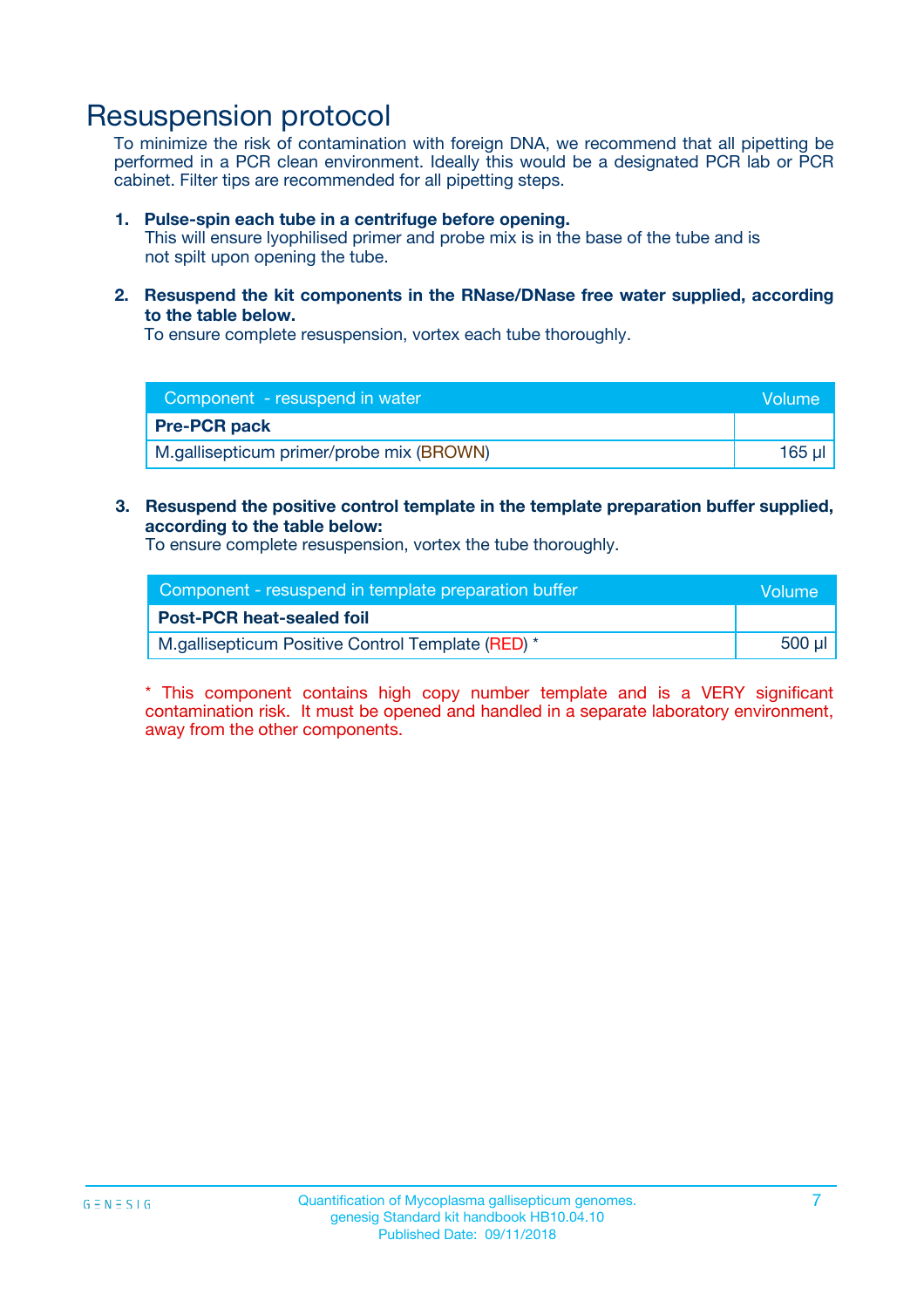# Resuspension protocol

To minimize the risk of contamination with foreign DNA, we recommend that all pipetting be performed in a PCR clean environment. Ideally this would be a designated PCR lab or PCR cabinet. Filter tips are recommended for all pipetting steps.

1. **Pulse-spin each tube in a centrifuge before opening.**
   This will ensure lyophilised primer and probe mix is in the base of the tube and is not spilt upon opening the tube.

2. **Resuspend the kit components in the RNase/DNase free water supplied, according to the table below.**
   To ensure complete resuspension, vortex each tube thoroughly.

| Component - resuspend in water | Volume |
|---|---|
| **Pre-PCR pack** | |
| M.gallisepticum primer/probe mix (BROWN) | 165 µl |

3. **Resuspend the positive control template in the template preparation buffer supplied, according to the table below:**
   To ensure complete resuspension, vortex the tube thoroughly.

| Component - resuspend in template preparation buffer | Volume |
|---|---|
| **Post-PCR heat-sealed foil** | |
| M.gallisepticum Positive Control Template (RED) * | 500 µl |

* This component contains high copy number template and is a VERY significant contamination risk. It must be opened and handled in a separate laboratory environment, away from the other components.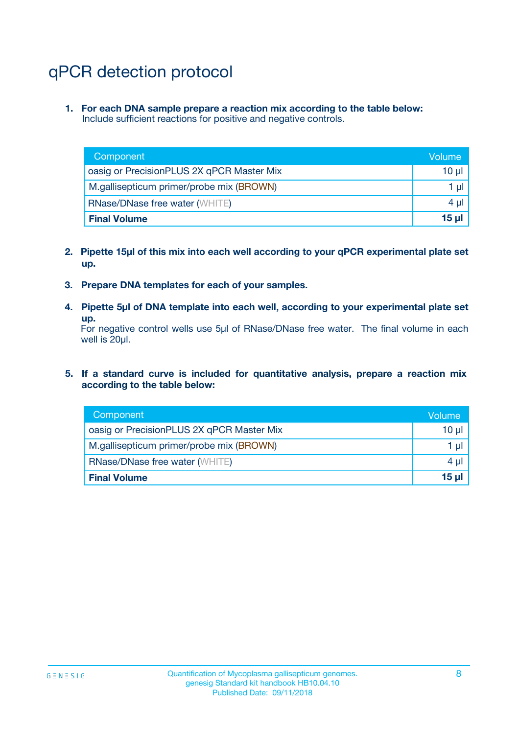# qPCR detection protocol

1. **For each DNA sample prepare a reaction mix according to the table below:**
   Include sufficient reactions for positive and negative controls.

| Component | Volume |
|---|---|
| oasig or PrecisionPLUS 2X qPCR Master Mix | 10 µl |
| M.gallisepticum primer/probe mix (BROWN) | 1 µl |
| RNase/DNase free water (WHITE) | 4 µl |
| **Final Volume** | **15 µl** |

2. **Pipette 15µl of this mix into each well according to your qPCR experimental plate set up.**

3. **Prepare DNA templates for each of your samples.**

4. **Pipette 5µl of DNA template into each well, according to your experimental plate set up.**
   For negative control wells use 5µl of RNase/DNase free water. The final volume in each well is 20µl.

5. **If a standard curve is included for quantitative analysis, prepare a reaction mix according to the table below:**

| Component | Volume |
|---|---|
| oasig or PrecisionPLUS 2X qPCR Master Mix | 10 µl |
| M.gallisepticum primer/probe mix (BROWN) | 1 µl |
| RNase/DNase free water (WHITE) | 4 µl |
| **Final Volume** | **15 µl** |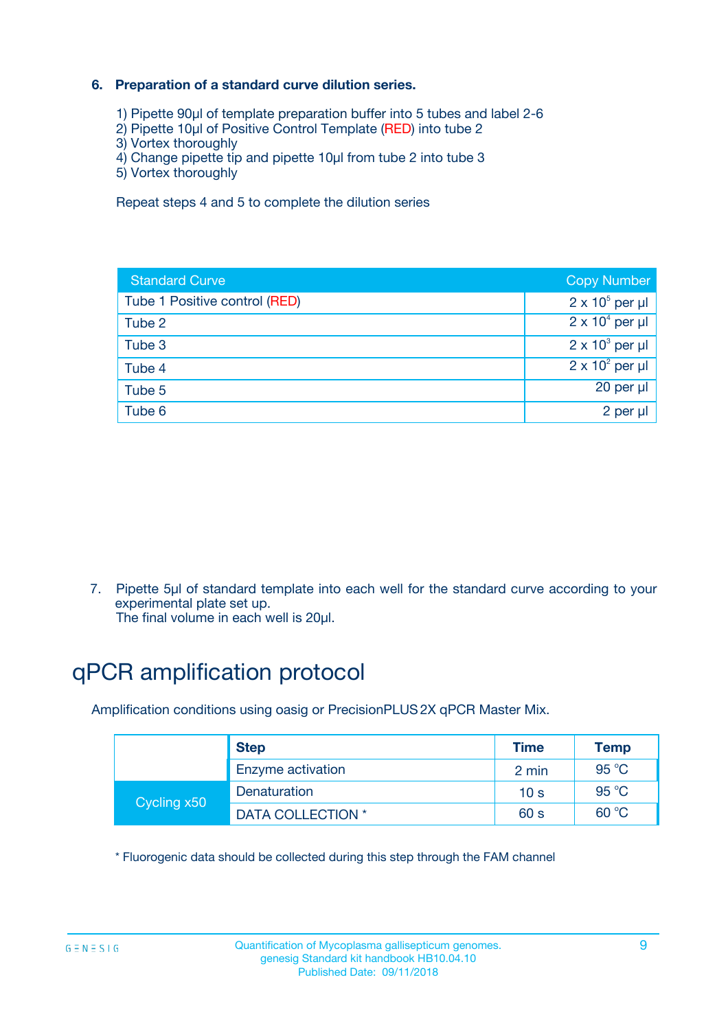### 6. Preparation of a standard curve dilution series.

1) Pipette 90µl of template preparation buffer into 5 tubes and label 2-6
2) Pipette 10µl of Positive Control Template (RED) into tube 2
3) Vortex thoroughly
4) Change pipette tip and pipette 10µl from tube 2 into tube 3
5) Vortex thoroughly

Repeat steps 4 and 5 to complete the dilution series

| Standard Curve | Copy Number |
|---|---|
| Tube 1 Positive control (RED) | $2 \times 10^5$ per µl |
| Tube 2 | $2 \times 10^4$ per µl |
| Tube 3 | $2 \times 10^3$ per µl |
| Tube 4 | $2 \times 10^2$ per µl |
| Tube 5 | 20 per µl |
| Tube 6 | 2 per µl |

7. Pipette 5µl of standard template into each well for the standard curve according to your experimental plate set up.
   The final volume in each well is 20µl.

# qPCR amplification protocol

Amplification conditions using oasig or PrecisionPLUS 2X qPCR Master Mix.

| | Step | Time | Temp |
|---|---|---|---|
| | Enzyme activation | 2 min | 95 °C |
| Cycling x50 | Denaturation | 10 s | 95 °C |
| | DATA COLLECTION * | 60 s | 60 °C |

* Fluorogenic data should be collected during this step through the FAM channel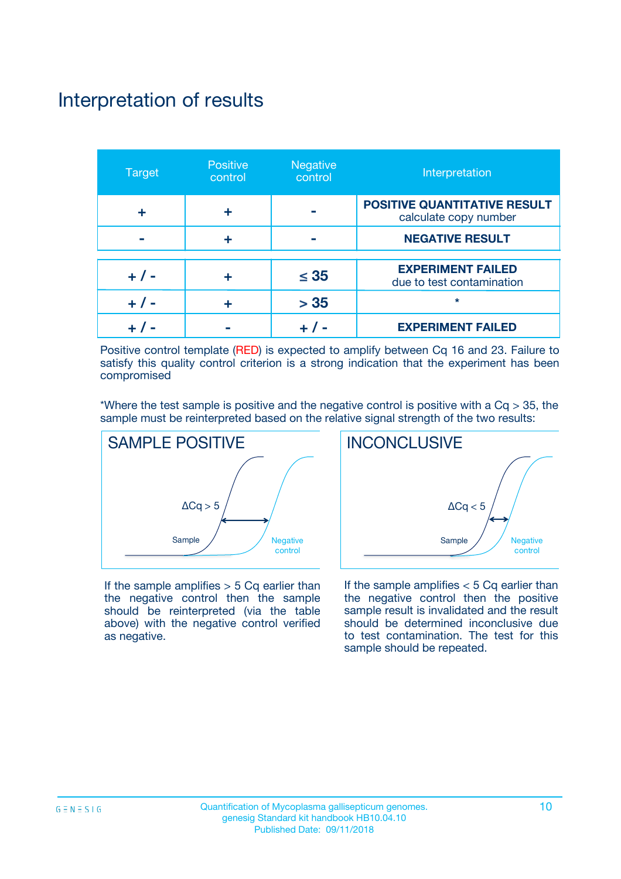# Interpretation of results

| Target | Positive control | Negative control | Interpretation |
|---|---|---|---|
| + | + | - | **POSITIVE QUANTITATIVE RESULT** calculate copy number |
| - | + | - | **NEGATIVE RESULT** |
| + / - | + | ≤ 35 | **EXPERIMENT FAILED** due to test contamination |
| + / - | + | > 35 | * |
| + / - | - | + / - | **EXPERIMENT FAILED** |

Positive control template (RED) is expected to amplify between Cq 16 and 23. Failure to satisfy this quality control criterion is a strong indication that the experiment has been compromised

*Where the test sample is positive and the negative control is positive with a Cq > 35, the sample must be reinterpreted based on the relative signal strength of the two results:

## SAMPLE POSITIVE

ΔCq > 5

Sample

Negative control

If the sample amplifies > 5 Cq earlier than the negative control then the sample should be reinterpreted (via the table above) with the negative control verified as negative.

## INCONCLUSIVE

ΔCq < 5

Sample

Negative control

If the sample amplifies < 5 Cq earlier than the negative control then the positive sample result is invalidated and the result should be determined inconclusive due to test contamination. The test for this sample should be repeated.